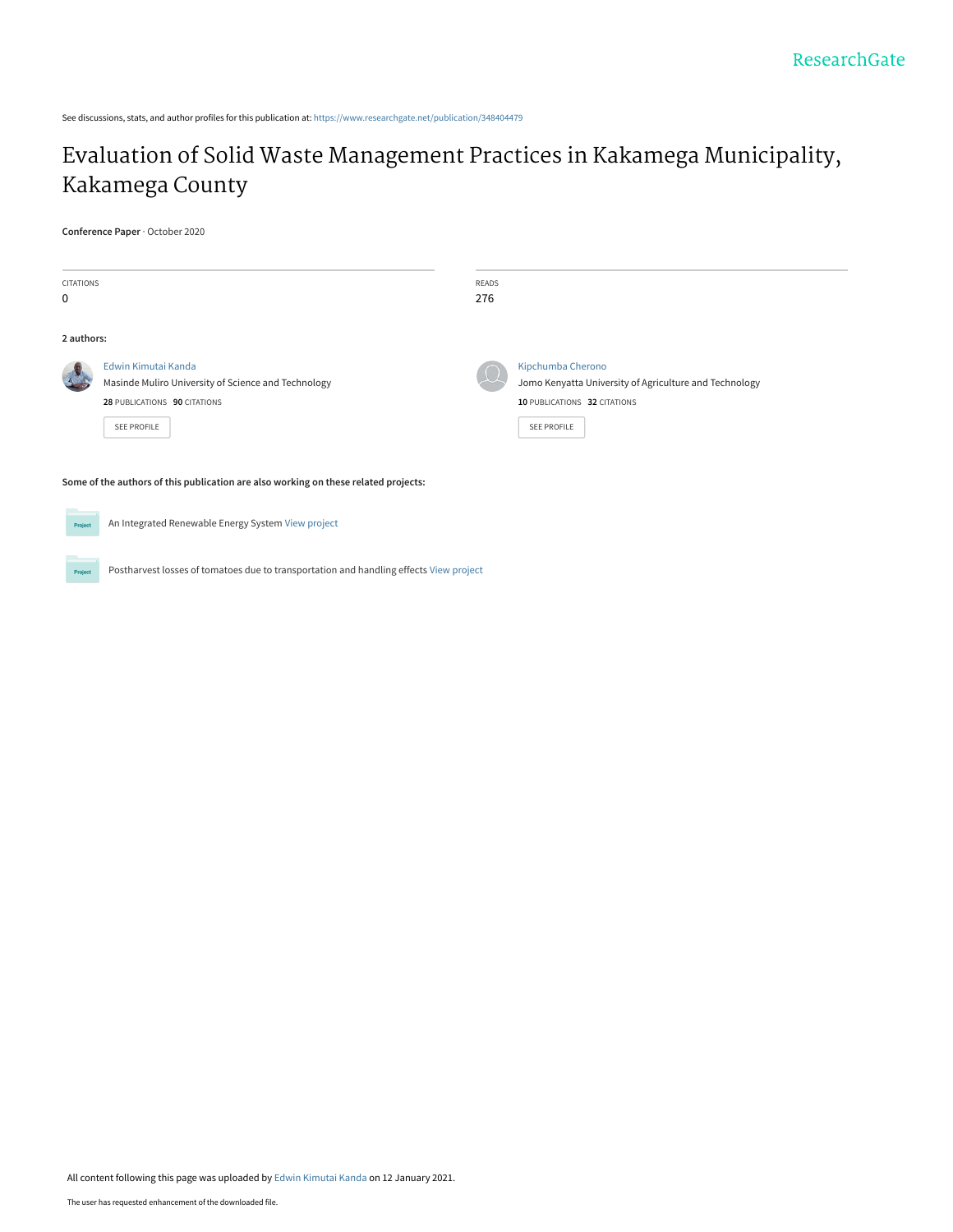See discussions, stats, and author profiles for this publication at: https://www.researchgate.net/publication/348404479

# Evaluation of Solid Waste Management Practices in Kakamega Municipality, Kakamega County

**Conference Paper** · October 2020

| CITATIONS | READS |
| --- | --- |
| 0 | 276 |

**2 authors:**

**Edwin Kimutai Kanda**
Masinde Muliro University of Science and Technology
**28** PUBLICATIONS **90** CITATIONS
SEE PROFILE

**Kipchumba Cherono**
Jomo Kenyatta University of Agriculture and Technology
**10** PUBLICATIONS **32** CITATIONS
SEE PROFILE

**Some of the authors of this publication are also working on these related projects:**

- An Integrated Renewable Energy System View project
- Postharvest losses of tomatoes due to transportation and handling effects View project

All content following this page was uploaded by Edwin Kimutai Kanda on 12 January 2021.

The user has requested enhancement of the downloaded file.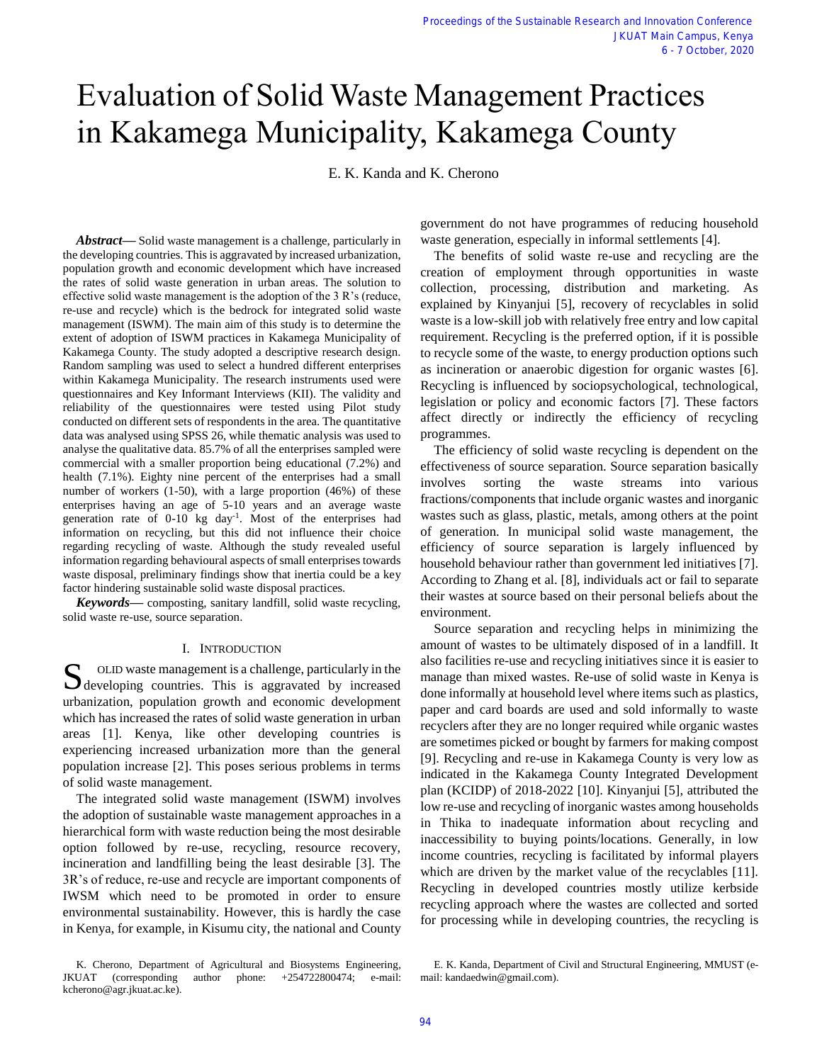# Evaluation of Solid Waste Management Practices in Kakamega Municipality, Kakamega County

E. K. Kanda and K. Cherono

***Abstract*****—** Solid waste management is a challenge, particularly in the developing countries. This is aggravated by increased urbanization, population growth and economic development which have increased the rates of solid waste generation in urban areas. The solution to effective solid waste management is the adoption of the 3 R's (reduce, re-use and recycle) which is the bedrock for integrated solid waste management (ISWM). The main aim of this study is to determine the extent of adoption of ISWM practices in Kakamega Municipality of Kakamega County. The study adopted a descriptive research design. Random sampling was used to select a hundred different enterprises within Kakamega Municipality. The research instruments used were questionnaires and Key Informant Interviews (KII). The validity and reliability of the questionnaires were tested using Pilot study conducted on different sets of respondents in the area. The quantitative data was analysed using SPSS 26, while thematic analysis was used to analyse the qualitative data. 85.7% of all the enterprises sampled were commercial with a smaller proportion being educational (7.2%) and health (7.1%). Eighty nine percent of the enterprises had a small number of workers (1-50), with a large proportion (46%) of these enterprises having an age of 5-10 years and an average waste generation rate of 0-10 kg day$^{-1}$. Most of the enterprises had information on recycling, but this did not influence their choice regarding recycling of waste. Although the study revealed useful information regarding behavioural aspects of small enterprises towards waste disposal, preliminary findings show that inertia could be a key factor hindering sustainable solid waste disposal practices.

***Keywords*****—** composting, sanitary landfill, solid waste recycling, solid waste re-use, source separation.

## I. Introduction

Solid waste management is a challenge, particularly in the developing countries. This is aggravated by increased urbanization, population growth and economic development which has increased the rates of solid waste generation in urban areas [1]. Kenya, like other developing countries is experiencing increased urbanization more than the general population increase [2]. This poses serious problems in terms of solid waste management.

The integrated solid waste management (ISWM) involves the adoption of sustainable waste management approaches in a hierarchical form with waste reduction being the most desirable option followed by re-use, recycling, resource recovery, incineration and landfilling being the least desirable [3]. The 3R's of reduce, re-use and recycle are important components of IWSM which need to be promoted in order to ensure environmental sustainability. However, this is hardly the case in Kenya, for example, in Kisumu city, the national and County government do not have programmes of reducing household waste generation, especially in informal settlements [4].

The benefits of solid waste re-use and recycling are the creation of employment through opportunities in waste collection, processing, distribution and marketing. As explained by Kinyanjui [5], recovery of recyclables in solid waste is a low-skill job with relatively free entry and low capital requirement. Recycling is the preferred option, if it is possible to recycle some of the waste, to energy production options such as incineration or anaerobic digestion for organic wastes [6]. Recycling is influenced by sociopsychological, technological, legislation or policy and economic factors [7]. These factors affect directly or indirectly the efficiency of recycling programmes.

The efficiency of solid waste recycling is dependent on the effectiveness of source separation. Source separation basically involves sorting the waste streams into various fractions/components that include organic wastes and inorganic wastes such as glass, plastic, metals, among others at the point of generation. In municipal solid waste management, the efficiency of source separation is largely influenced by household behaviour rather than government led initiatives [7]. According to Zhang et al. [8], individuals act or fail to separate their wastes at source based on their personal beliefs about the environment.

Source separation and recycling helps in minimizing the amount of wastes to be ultimately disposed of in a landfill. It also facilities re-use and recycling initiatives since it is easier to manage than mixed wastes. Re-use of solid waste in Kenya is done informally at household level where items such as plastics, paper and card boards are used and sold informally to waste recyclers after they are no longer required while organic wastes are sometimes picked or bought by farmers for making compost [9]. Recycling and re-use in Kakamega County is very low as indicated in the Kakamega County Integrated Development plan (KCIDP) of 2018-2022 [10]. Kinyanjui [5], attributed the low re-use and recycling of inorganic wastes among households in Thika to inadequate information about recycling and inaccessibility to buying points/locations. Generally, in low income countries, recycling is facilitated by informal players which are driven by the market value of the recyclables [11]. Recycling in developed countries mostly utilize kerbside recycling approach where the wastes are collected and sorted for processing while in developing countries, the recycling is

K. Cherono, Department of Agricultural and Biosystems Engineering, JKUAT (corresponding author phone: +254722800474; e-mail: kcherono@agr.jkuat.ac.ke).

E. K. Kanda, Department of Civil and Structural Engineering, MMUST (e-mail: kandaedwin@gmail.com).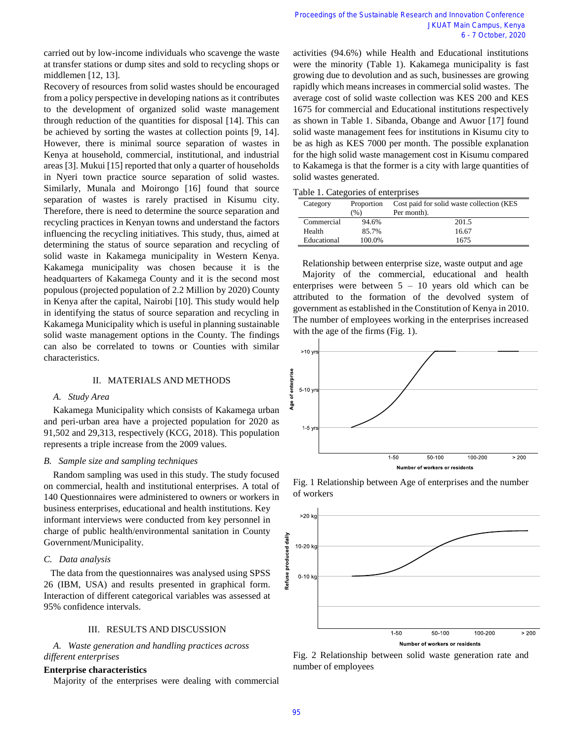carried out by low-income individuals who scavenge the waste at transfer stations or dump sites and sold to recycling shops or middlemen [12, 13].

Recovery of resources from solid wastes should be encouraged from a policy perspective in developing nations as it contributes to the development of organized solid waste management through reduction of the quantities for disposal [14]. This can be achieved by sorting the wastes at collection points [9, 14]. However, there is minimal source separation of wastes in Kenya at household, commercial, institutional, and industrial areas [3]. Mukui [15] reported that only a quarter of households in Nyeri town practice source separation of solid wastes. Similarly, Munala and Moirongo [16] found that source separation of wastes is rarely practised in Kisumu city. Therefore, there is need to determine the source separation and recycling practices in Kenyan towns and understand the factors influencing the recycling initiatives. This study, thus, aimed at determining the status of source separation and recycling of solid waste in Kakamega municipality in Western Kenya. Kakamega municipality was chosen because it is the headquarters of Kakamega County and it is the second most populous (projected population of 2.2 Million by 2020) County in Kenya after the capital, Nairobi [10]. This study would help in identifying the status of source separation and recycling in Kakamega Municipality which is useful in planning sustainable solid waste management options in the County. The findings can also be correlated to towns or Counties with similar characteristics.

## II. MATERIALS AND METHODS

### *A. Study Area*

Kakamega Municipality which consists of Kakamega urban and peri-urban area have a projected population for 2020 as 91,502 and 29,313, respectively (KCG, 2018). This population represents a triple increase from the 2009 values.

### *B. Sample size and sampling techniques*

Random sampling was used in this study. The study focused on commercial, health and institutional enterprises. A total of 140 Questionnaires were administered to owners or workers in business enterprises, educational and health institutions. Key informant interviews were conducted from key personnel in charge of public health/environmental sanitation in County Government/Municipality.

### *C. Data analysis*

The data from the questionnaires was analysed using SPSS 26 (IBM, USA) and results presented in graphical form. Interaction of different categorical variables was assessed at 95% confidence intervals.

## III. RESULTS AND DISCUSSION

### *A. Waste generation and handling practices across different enterprises*

**Enterprise characteristics**

Majority of the enterprises were dealing with commercial activities (94.6%) while Health and Educational institutions were the minority (Table 1). Kakamega municipality is fast growing due to devolution and as such, businesses are growing rapidly which means increases in commercial solid wastes. The average cost of solid waste collection was KES 200 and KES 1675 for commercial and Educational institutions respectively as shown in Table 1. Sibanda, Obange and Awuor [17] found solid waste management fees for institutions in Kisumu city to be as high as KES 7000 per month. The possible explanation for the high solid waste management cost in Kisumu compared to Kakamega is that the former is a city with large quantities of solid wastes generated.

Table 1. Categories of enterprises

| Category | Proportion (%) | Cost paid for solid waste collection (KES Per month). |
|---|---|---|
| Commercial | 94.6% | 201.5 |
| Health | 85.7% | 16.67 |
| Educational | 100.0% | 1675 |

Relationship between enterprise size, waste output and age

Majority of the commercial, educational and health enterprises were between 5 – 10 years old which can be attributed to the formation of the devolved system of government as established in the Constitution of Kenya in 2010. The number of employees working in the enterprises increased with the age of the firms (Fig. 1).

Fig. 1 Relationship between Age of enterprises and the number of workers

Fig. 2 Relationship between solid waste generation rate and number of employees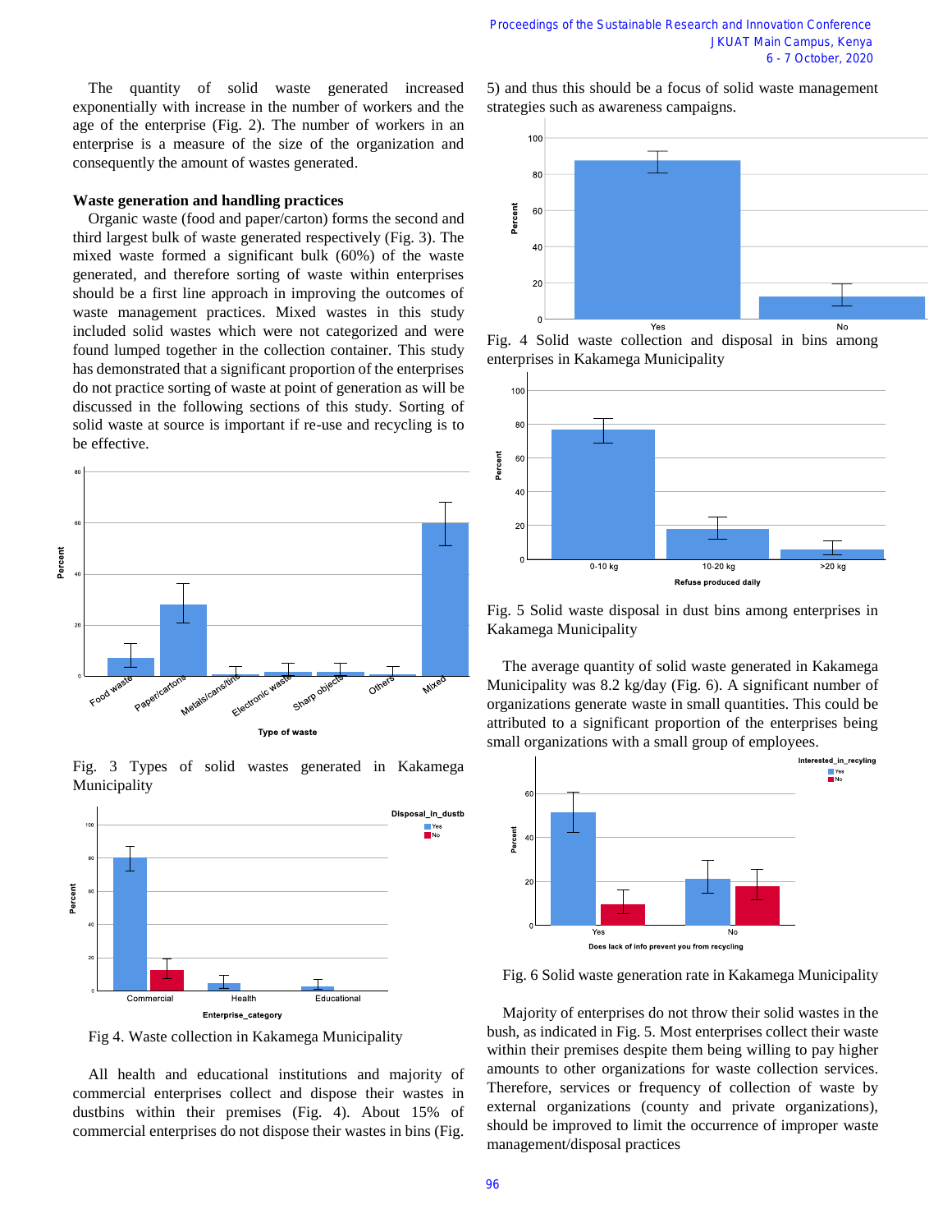The quantity of solid waste generated increased exponentially with increase in the number of workers and the age of the enterprise (Fig. 2). The number of workers in an enterprise is a measure of the size of the organization and consequently the amount of wastes generated.

### Waste generation and handling practices

Organic waste (food and paper/carton) forms the second and third largest bulk of waste generated respectively (Fig. 3). The mixed waste formed a significant bulk (60%) of the waste generated, and therefore sorting of waste within enterprises should be a first line approach in improving the outcomes of waste management practices. Mixed wastes in this study included solid wastes which were not categorized and were found lumped together in the collection container. This study has demonstrated that a significant proportion of the enterprises do not practice sorting of waste at point of generation as will be discussed in the following sections of this study. Sorting of solid waste at source is important if re-use and recycling is to be effective.

Fig. 3 Types of solid wastes generated in Kakamega Municipality

Fig 4. Waste collection in Kakamega Municipality

All health and educational institutions and majority of commercial enterprises collect and dispose their wastes in dustbins within their premises (Fig. 4). About 15% of commercial enterprises do not dispose their wastes in bins (Fig. 5) and thus this should be a focus of solid waste management strategies such as awareness campaigns.

Fig. 4 Solid waste collection and disposal in bins among enterprises in Kakamega Municipality

Fig. 5 Solid waste disposal in dust bins among enterprises in Kakamega Municipality

The average quantity of solid waste generated in Kakamega Municipality was 8.2 kg/day (Fig. 6). A significant number of organizations generate waste in small quantities. This could be attributed to a significant proportion of the enterprises being small organizations with a small group of employees.

Fig. 6 Solid waste generation rate in Kakamega Municipality

Majority of enterprises do not throw their solid wastes in the bush, as indicated in Fig. 5. Most enterprises collect their waste within their premises despite them being willing to pay higher amounts to other organizations for waste collection services. Therefore, services or frequency of collection of waste by external organizations (county and private organizations), should be improved to limit the occurrence of improper waste management/disposal practices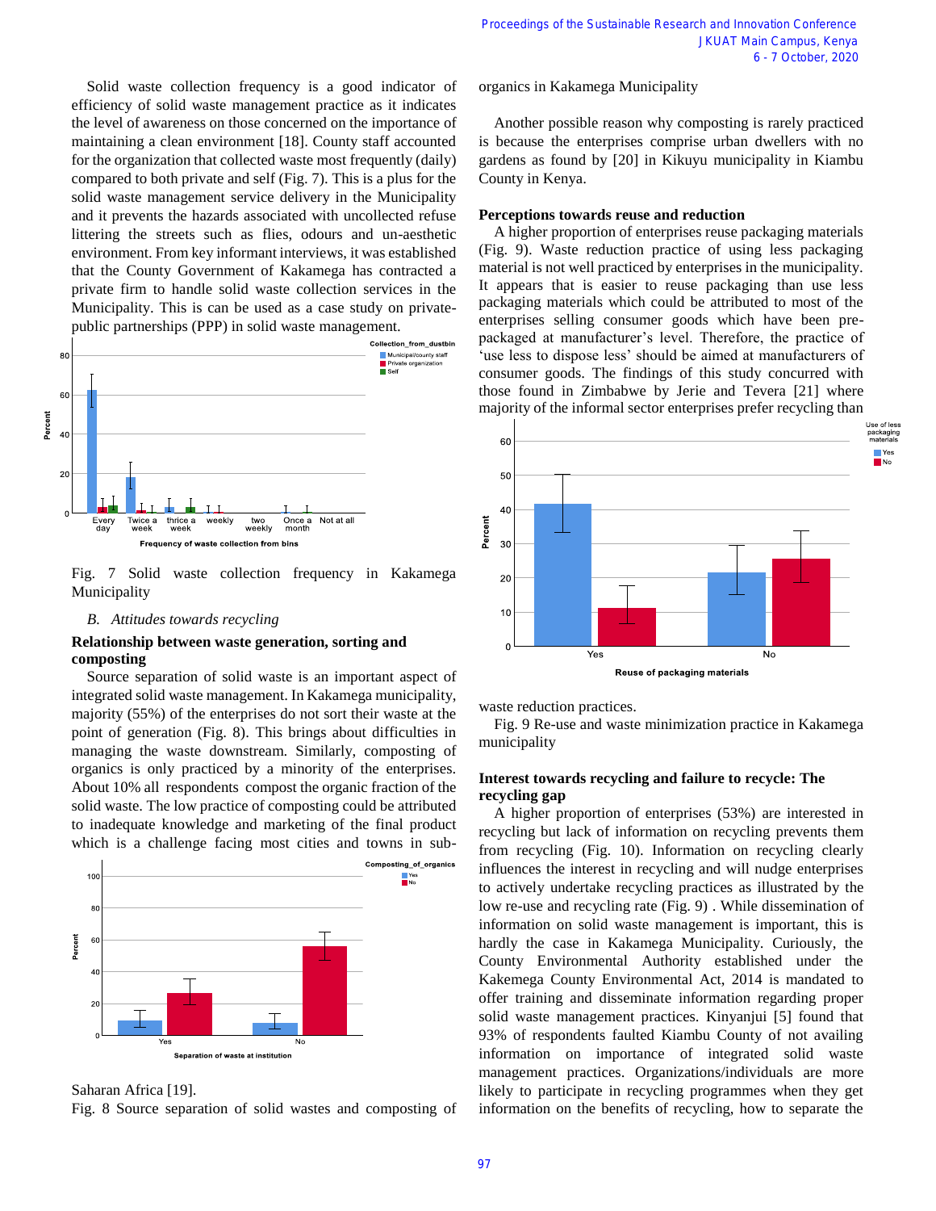Solid waste collection frequency is a good indicator of efficiency of solid waste management practice as it indicates the level of awareness on those concerned on the importance of maintaining a clean environment [18]. County staff accounted for the organization that collected waste most frequently (daily) compared to both private and self (Fig. 7). This is a plus for the solid waste management service delivery in the Municipality and it prevents the hazards associated with uncollected refuse littering the streets such as flies, odours and un-aesthetic environment. From key informant interviews, it was established that the County Government of Kakamega has contracted a private firm to handle solid waste collection services in the Municipality. This is can be used as a case study on private-public partnerships (PPP) in solid waste management.

Fig. 7 Solid waste collection frequency in Kakamega Municipality

### *B. Attitudes towards recycling*

**Relationship between waste generation, sorting and composting**

Source separation of solid waste is an important aspect of integrated solid waste management. In Kakamega municipality, majority (55%) of the enterprises do not sort their waste at the point of generation (Fig. 8). This brings about difficulties in managing the waste downstream. Similarly, composting of organics is only practiced by a minority of the enterprises. About 10% all respondents compost the organic fraction of the solid waste. The low practice of composting could be attributed to inadequate knowledge and marketing of the final product which is a challenge facing most cities and towns in sub-Saharan Africa [19].

Fig. 8 Source separation of solid wastes and composting of organics in Kakamega Municipality

Another possible reason why composting is rarely practiced is because the enterprises comprise urban dwellers with no gardens as found by [20] in Kikuyu municipality in Kiambu County in Kenya.

**Perceptions towards reuse and reduction**

A higher proportion of enterprises reuse packaging materials (Fig. 9). Waste reduction practice of using less packaging material is not well practiced by enterprises in the municipality. It appears that is easier to reuse packaging than use less packaging materials which could be attributed to most of the enterprises selling consumer goods which have been pre-packaged at manufacturer's level. Therefore, the practice of 'use less to dispose less' should be aimed at manufacturers of consumer goods. The findings of this study concurred with those found in Zimbabwe by Jerie and Tevera [21] where majority of the informal sector enterprises prefer recycling than waste reduction practices.

Fig. 9 Re-use and waste minimization practice in Kakamega municipality

**Interest towards recycling and failure to recycle: The recycling gap**

A higher proportion of enterprises (53%) are interested in recycling but lack of information on recycling prevents them from recycling (Fig. 10). Information on recycling clearly influences the interest in recycling and will nudge enterprises to actively undertake recycling practices as illustrated by the low re-use and recycling rate (Fig. 9) . While dissemination of information on solid waste management is important, this is hardly the case in Kakamega Municipality. Curiously, the County Environmental Authority established under the Kakemega County Environmental Act, 2014 is mandated to offer training and disseminate information regarding proper solid waste management practices. Kinyanjui [5] found that 93% of respondents faulted Kiambu County of not availing information on importance of integrated solid waste management practices. Organizations/individuals are more likely to participate in recycling programmes when they get information on the benefits of recycling, how to separate the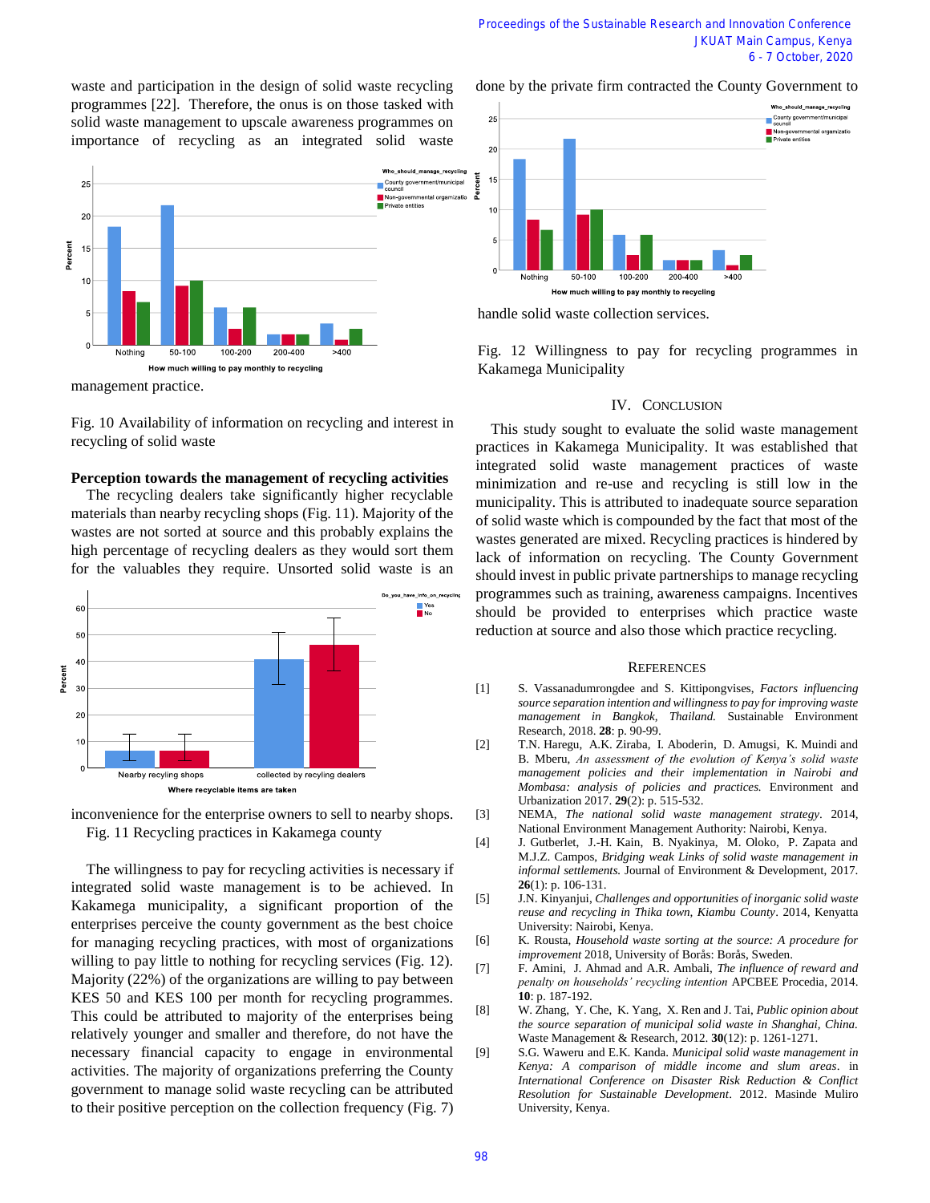waste and participation in the design of solid waste recycling programmes [22]. Therefore, the onus is on those tasked with solid waste management to upscale awareness programmes on importance of recycling as an integrated solid waste management practice.

Fig. 10 Availability of information on recycling and interest in recycling of solid waste

**Perception towards the management of recycling activities**

The recycling dealers take significantly higher recyclable materials than nearby recycling shops (Fig. 11). Majority of the wastes are not sorted at source and this probably explains the high percentage of recycling dealers as they would sort them for the valuables they require. Unsorted solid waste is an inconvenience for the enterprise owners to sell to nearby shops.

Fig. 11 Recycling practices in Kakamega county

The willingness to pay for recycling activities is necessary if integrated solid waste management is to be achieved. In Kakamega municipality, a significant proportion of the enterprises perceive the county government as the best choice for managing recycling practices, with most of organizations willing to pay little to nothing for recycling services (Fig. 12). Majority (22%) of the organizations are willing to pay between KES 50 and KES 100 per month for recycling programmes. This could be attributed to majority of the enterprises being relatively younger and smaller and therefore, do not have the necessary financial capacity to engage in environmental activities. The majority of organizations preferring the County government to manage solid waste recycling can be attributed to their positive perception on the collection frequency (Fig. 7) done by the private firm contracted the County Government to handle solid waste collection services.

Fig. 12 Willingness to pay for recycling programmes in Kakamega Municipality

## IV. Conclusion

This study sought to evaluate the solid waste management practices in Kakamega Municipality. It was established that integrated solid waste management practices of waste minimization and re-use and recycling is still low in the municipality. This is attributed to inadequate source separation of solid waste which is compounded by the fact that most of the wastes generated are mixed. Recycling practices is hindered by lack of information on recycling. The County Government should invest in public private partnerships to manage recycling programmes such as training, awareness campaigns. Incentives should be provided to enterprises which practice waste reduction at source and also those which practice recycling.

## References

[1] S. Vassanadumrongdee and S. Kittipongvises, *Factors influencing source separation intention and willingness to pay for improving waste management in Bangkok, Thailand.* Sustainable Environment Research, 2018. **28**: p. 90-99.

[2] T.N. Haregu, A.K. Ziraba, I. Aboderin, D. Amugsi, K. Muindi and B. Mberu, *An assessment of the evolution of Kenya's solid waste management policies and their implementation in Nairobi and Mombasa: analysis of policies and practices.* Environment and Urbanization 2017. **29**(2): p. 515-532.

[3] NEMA, *The national solid waste management strategy*. 2014, National Environment Management Authority: Nairobi, Kenya.

[4] J. Gutberlet, J.-H. Kain, B. Nyakinya, M. Oloko, P. Zapata and M.J.Z. Campos, *Bridging weak Links of solid waste management in informal settlements.* Journal of Environment & Development, 2017. **26**(1): p. 106-131.

[5] J.N. Kinyanjui, *Challenges and opportunities of inorganic solid waste reuse and recycling in Thika town, Kiambu County*. 2014, Kenyatta University: Nairobi, Kenya.

[6] K. Rousta, *Household waste sorting at the source: A procedure for improvement* 2018, University of Borås: Borås, Sweden.

[7] F. Amini, J. Ahmad and A.R. Ambali, *The influence of reward and penalty on households' recycling intention* APCBEE Procedia, 2014. **10**: p. 187-192.

[8] W. Zhang, Y. Che, K. Yang, X. Ren and J. Tai, *Public opinion about the source separation of municipal solid waste in Shanghai, China.* Waste Management & Research, 2012. **30**(12): p. 1261-1271.

[9] S.G. Waweru and E.K. Kanda. *Municipal solid waste management in Kenya: A comparison of middle income and slum areas*. in *International Conference on Disaster Risk Reduction & Conflict Resolution for Sustainable Development*. 2012. Masinde Muliro University, Kenya.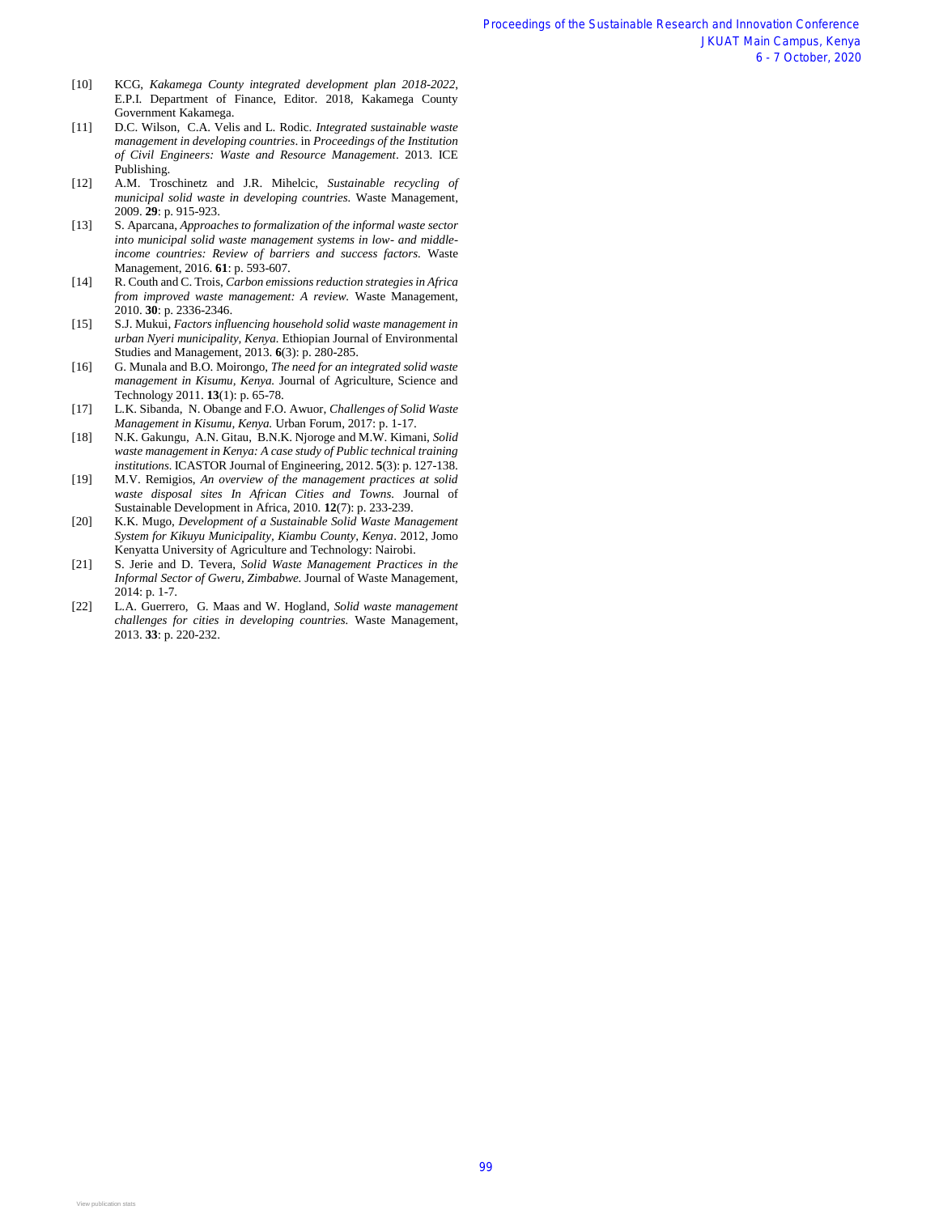[10] KCG, *Kakamega County integrated development plan 2018-2022*, E.P.I. Department of Finance, Editor. 2018, Kakamega County Government Kakamega.

[11] D.C. Wilson, C.A. Velis and L. Rodic. *Integrated sustainable waste management in developing countries*. in *Proceedings of the Institution of Civil Engineers: Waste and Resource Management*. 2013. ICE Publishing.

[12] A.M. Troschinetz and J.R. Mihelcic, *Sustainable recycling of municipal solid waste in developing countries.* Waste Management, 2009. **29**: p. 915-923.

[13] S. Aparcana, *Approaches to formalization of the informal waste sector into municipal solid waste management systems in low- and middle-income countries: Review of barriers and success factors.* Waste Management, 2016. **61**: p. 593-607.

[14] R. Couth and C. Trois, *Carbon emissions reduction strategies in Africa from improved waste management: A review.* Waste Management, 2010. **30**: p. 2336-2346.

[15] S.J. Mukui, *Factors influencing household solid waste management in urban Nyeri municipality, Kenya.* Ethiopian Journal of Environmental Studies and Management, 2013. **6**(3): p. 280-285.

[16] G. Munala and B.O. Moirongo, *The need for an integrated solid waste management in Kisumu, Kenya.* Journal of Agriculture, Science and Technology 2011. **13**(1): p. 65-78.

[17] L.K. Sibanda, N. Obange and F.O. Awuor, *Challenges of Solid Waste Management in Kisumu, Kenya.* Urban Forum, 2017: p. 1-17.

[18] N.K. Gakungu, A.N. Gitau, B.N.K. Njoroge and M.W. Kimani, *Solid waste management in Kenya: A case study of Public technical training institutions.* ICASTOR Journal of Engineering, 2012. **5**(3): p. 127-138.

[19] M.V. Remigios, *An overview of the management practices at solid waste disposal sites In African Cities and Towns.* Journal of Sustainable Development in Africa, 2010. **12**(7): p. 233-239.

[20] K.K. Mugo, *Development of a Sustainable Solid Waste Management System for Kikuyu Municipality, Kiambu County, Kenya*. 2012, Jomo Kenyatta University of Agriculture and Technology: Nairobi.

[21] S. Jerie and D. Tevera, *Solid Waste Management Practices in the Informal Sector of Gweru, Zimbabwe.* Journal of Waste Management, 2014: p. 1-7.

[22] L.A. Guerrero, G. Maas and W. Hogland, *Solid waste management challenges for cities in developing countries.* Waste Management, 2013. **33**: p. 220-232.